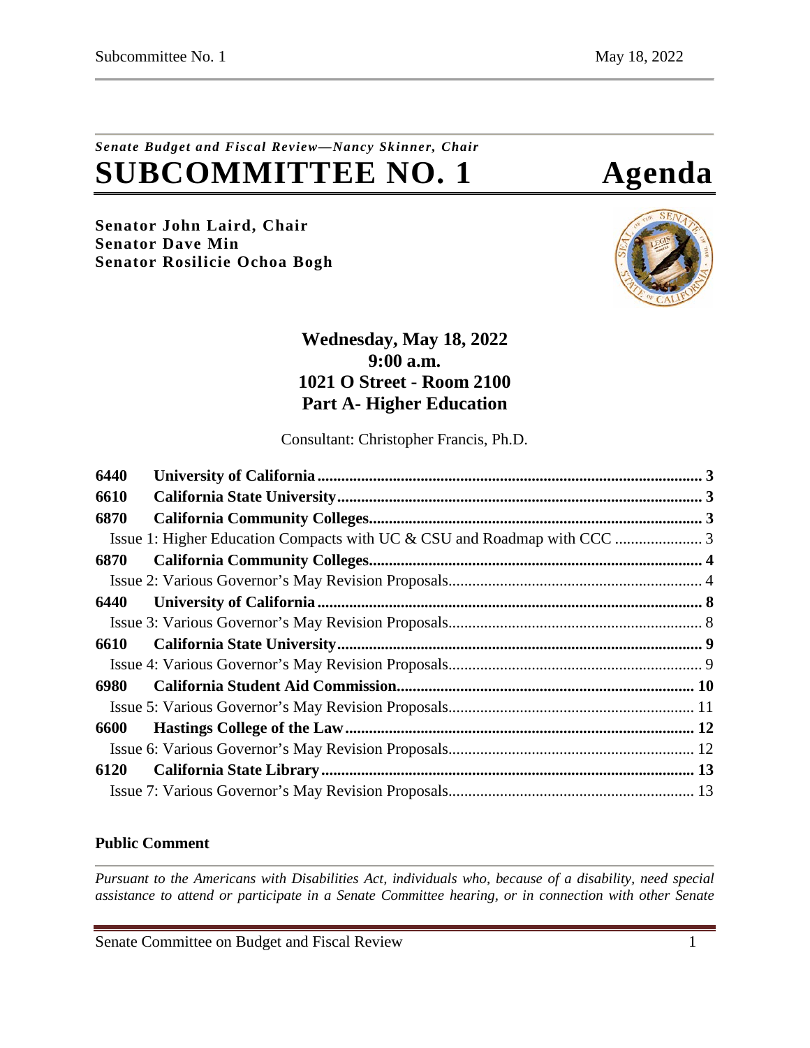*Senate Budget and Fiscal Review—Nancy Skinner, Chair*

# SUBCOMMITTEE NO. 1 Agenda

**Senator John Laird, Chair**
**Senator Dave Min**
**Senator Rosilicie Ochoa Bogh**

**Wednesday, May 18, 2022**
**9:00 a.m.**
**1021 O Street - Room 2100**
**Part A- Higher Education**

Consultant: Christopher Francis, Ph.D.

| | | |
|---|---|---|
| **6440** | **University of California** | **3** |
| **6610** | **California State University** | **3** |
| **6870** | **California Community Colleges** | **3** |
| | Issue 1: Higher Education Compacts with UC & CSU and Roadmap with CCC | 3 |
| **6870** | **California Community Colleges** | **4** |
| | Issue 2: Various Governor's May Revision Proposals | 4 |
| **6440** | **University of California** | **8** |
| | Issue 3: Various Governor's May Revision Proposals | 8 |
| **6610** | **California State University** | **9** |
| | Issue 4: Various Governor's May Revision Proposals | 9 |
| **6980** | **California Student Aid Commission** | **10** |
| | Issue 5: Various Governor's May Revision Proposals | 11 |
| **6600** | **Hastings College of the Law** | **12** |
| | Issue 6: Various Governor's May Revision Proposals | 12 |
| **6120** | **California State Library** | **13** |
| | Issue 7: Various Governor's May Revision Proposals | 13 |

**Public Comment**

*Pursuant to the Americans with Disabilities Act, individuals who, because of a disability, need special assistance to attend or participate in a Senate Committee hearing, or in connection with other Senate*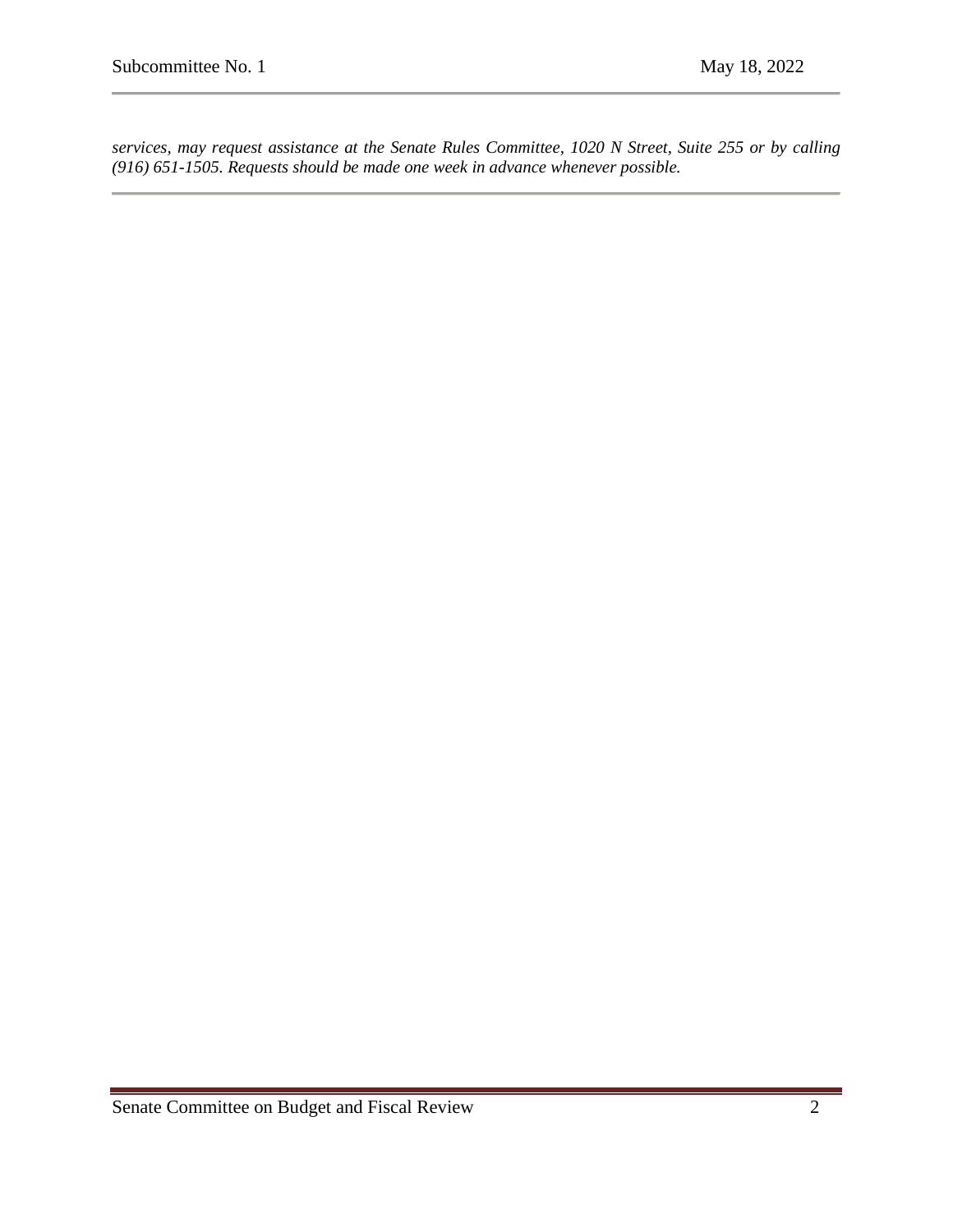*services, may request assistance at the Senate Rules Committee, 1020 N Street, Suite 255 or by calling (916) 651-1505. Requests should be made one week in advance whenever possible.*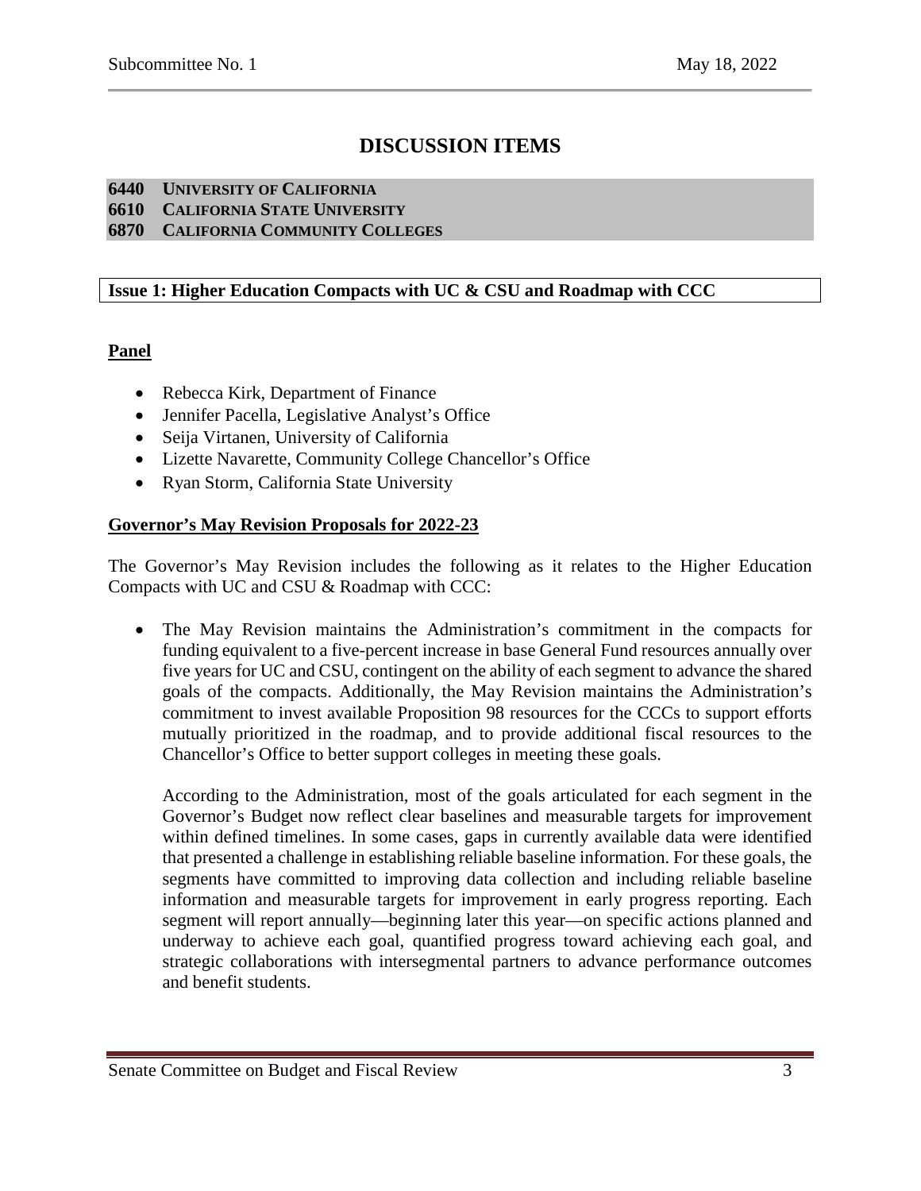# DISCUSSION ITEMS

**6440 UNIVERSITY OF CALIFORNIA**
**6610 CALIFORNIA STATE UNIVERSITY**
**6870 CALIFORNIA COMMUNITY COLLEGES**

**Issue 1: Higher Education Compacts with UC & CSU and Roadmap with CCC**

**Panel**

- Rebecca Kirk, Department of Finance
- Jennifer Pacella, Legislative Analyst's Office
- Seija Virtanen, University of California
- Lizette Navarette, Community College Chancellor's Office
- Ryan Storm, California State University

**Governor's May Revision Proposals for 2022-23**

The Governor's May Revision includes the following as it relates to the Higher Education Compacts with UC and CSU & Roadmap with CCC:

- The May Revision maintains the Administration's commitment in the compacts for funding equivalent to a five-percent increase in base General Fund resources annually over five years for UC and CSU, contingent on the ability of each segment to advance the shared goals of the compacts. Additionally, the May Revision maintains the Administration's commitment to invest available Proposition 98 resources for the CCCs to support efforts mutually prioritized in the roadmap, and to provide additional fiscal resources to the Chancellor's Office to better support colleges in meeting these goals.

  According to the Administration, most of the goals articulated for each segment in the Governor's Budget now reflect clear baselines and measurable targets for improvement within defined timelines. In some cases, gaps in currently available data were identified that presented a challenge in establishing reliable baseline information. For these goals, the segments have committed to improving data collection and including reliable baseline information and measurable targets for improvement in early progress reporting. Each segment will report annually—beginning later this year—on specific actions planned and underway to achieve each goal, quantified progress toward achieving each goal, and strategic collaborations with intersegmental partners to advance performance outcomes and benefit students.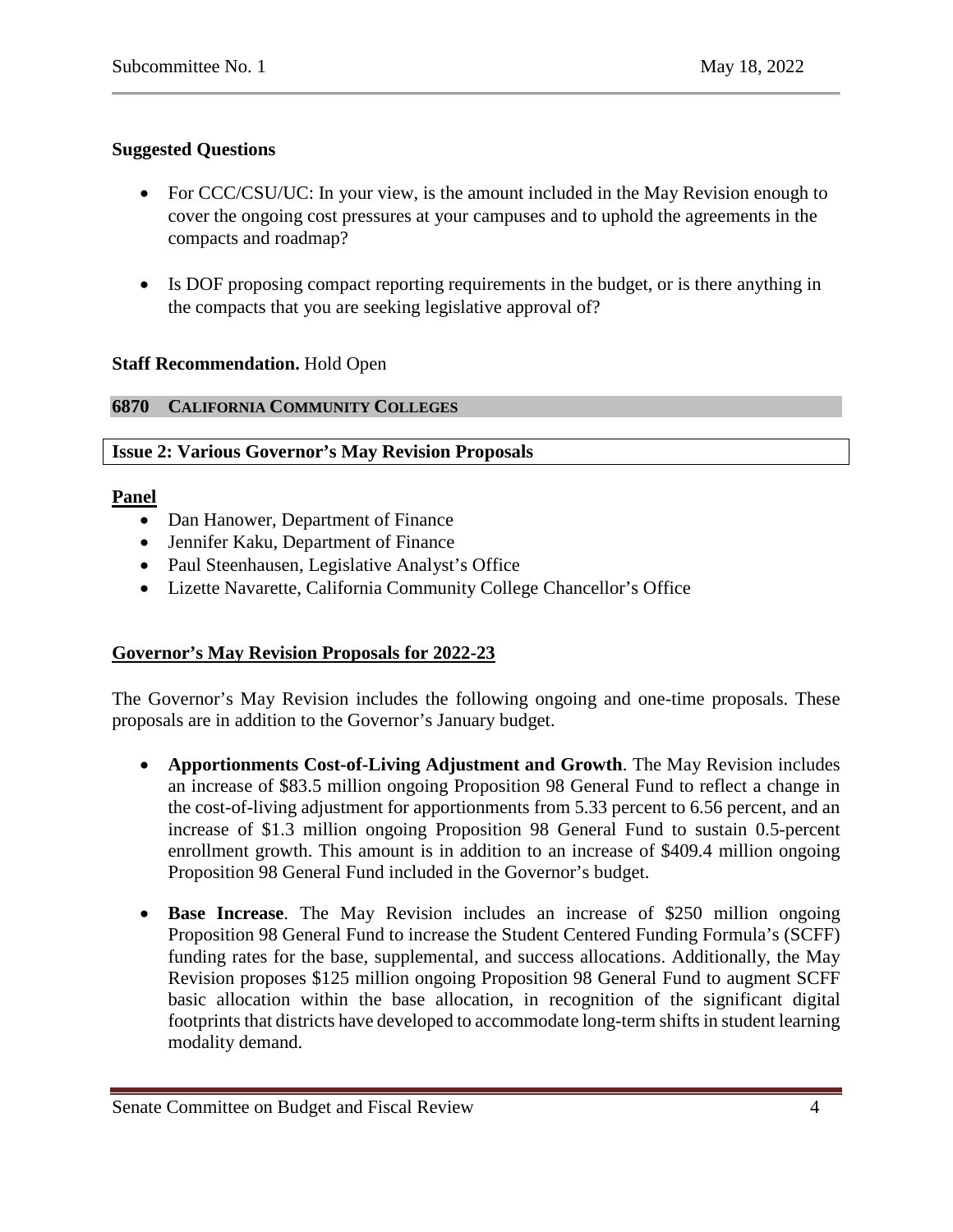**Suggested Questions**

- For CCC/CSU/UC: In your view, is the amount included in the May Revision enough to cover the ongoing cost pressures at your campuses and to uphold the agreements in the compacts and roadmap?

- Is DOF proposing compact reporting requirements in the budget, or is there anything in the compacts that you are seeking legislative approval of?

**Staff Recommendation.** Hold Open

## 6870 CALIFORNIA COMMUNITY COLLEGES

### Issue 2: Various Governor's May Revision Proposals

**Panel**

- Dan Hanower, Department of Finance
- Jennifer Kaku, Department of Finance
- Paul Steenhausen, Legislative Analyst's Office
- Lizette Navarette, California Community College Chancellor's Office

**Governor's May Revision Proposals for 2022-23**

The Governor's May Revision includes the following ongoing and one-time proposals. These proposals are in addition to the Governor's January budget.

- **Apportionments Cost-of-Living Adjustment and Growth**. The May Revision includes an increase of $83.5 million ongoing Proposition 98 General Fund to reflect a change in the cost-of-living adjustment for apportionments from 5.33 percent to 6.56 percent, and an increase of $1.3 million ongoing Proposition 98 General Fund to sustain 0.5-percent enrollment growth. This amount is in addition to an increase of $409.4 million ongoing Proposition 98 General Fund included in the Governor's budget.

- **Base Increase**. The May Revision includes an increase of $250 million ongoing Proposition 98 General Fund to increase the Student Centered Funding Formula's (SCFF) funding rates for the base, supplemental, and success allocations. Additionally, the May Revision proposes $125 million ongoing Proposition 98 General Fund to augment SCFF basic allocation within the base allocation, in recognition of the significant digital footprints that districts have developed to accommodate long-term shifts in student learning modality demand.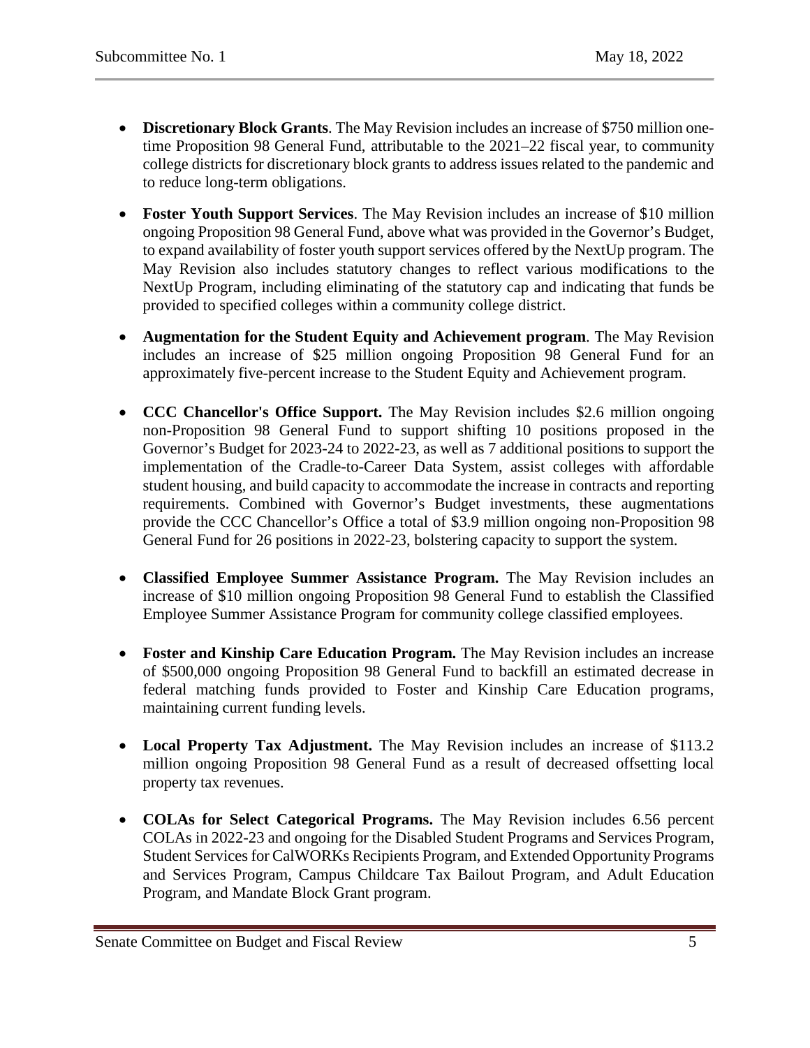- **Discretionary Block Grants**. The May Revision includes an increase of $750 million one-time Proposition 98 General Fund, attributable to the 2021–22 fiscal year, to community college districts for discretionary block grants to address issues related to the pandemic and to reduce long-term obligations.

- **Foster Youth Support Services**. The May Revision includes an increase of $10 million ongoing Proposition 98 General Fund, above what was provided in the Governor's Budget, to expand availability of foster youth support services offered by the NextUp program. The May Revision also includes statutory changes to reflect various modifications to the NextUp Program, including eliminating of the statutory cap and indicating that funds be provided to specified colleges within a community college district.

- **Augmentation for the Student Equity and Achievement program**. The May Revision includes an increase of $25 million ongoing Proposition 98 General Fund for an approximately five-percent increase to the Student Equity and Achievement program.

- **CCC Chancellor's Office Support.** The May Revision includes $2.6 million ongoing non-Proposition 98 General Fund to support shifting 10 positions proposed in the Governor's Budget for 2023-24 to 2022-23, as well as 7 additional positions to support the implementation of the Cradle-to-Career Data System, assist colleges with affordable student housing, and build capacity to accommodate the increase in contracts and reporting requirements. Combined with Governor's Budget investments, these augmentations provide the CCC Chancellor's Office a total of $3.9 million ongoing non-Proposition 98 General Fund for 26 positions in 2022-23, bolstering capacity to support the system.

- **Classified Employee Summer Assistance Program.** The May Revision includes an increase of $10 million ongoing Proposition 98 General Fund to establish the Classified Employee Summer Assistance Program for community college classified employees.

- **Foster and Kinship Care Education Program.** The May Revision includes an increase of $500,000 ongoing Proposition 98 General Fund to backfill an estimated decrease in federal matching funds provided to Foster and Kinship Care Education programs, maintaining current funding levels.

- **Local Property Tax Adjustment.** The May Revision includes an increase of $113.2 million ongoing Proposition 98 General Fund as a result of decreased offsetting local property tax revenues.

- **COLAs for Select Categorical Programs.** The May Revision includes 6.56 percent COLAs in 2022-23 and ongoing for the Disabled Student Programs and Services Program, Student Services for CalWORKs Recipients Program, and Extended Opportunity Programs and Services Program, Campus Childcare Tax Bailout Program, and Adult Education Program, and Mandate Block Grant program.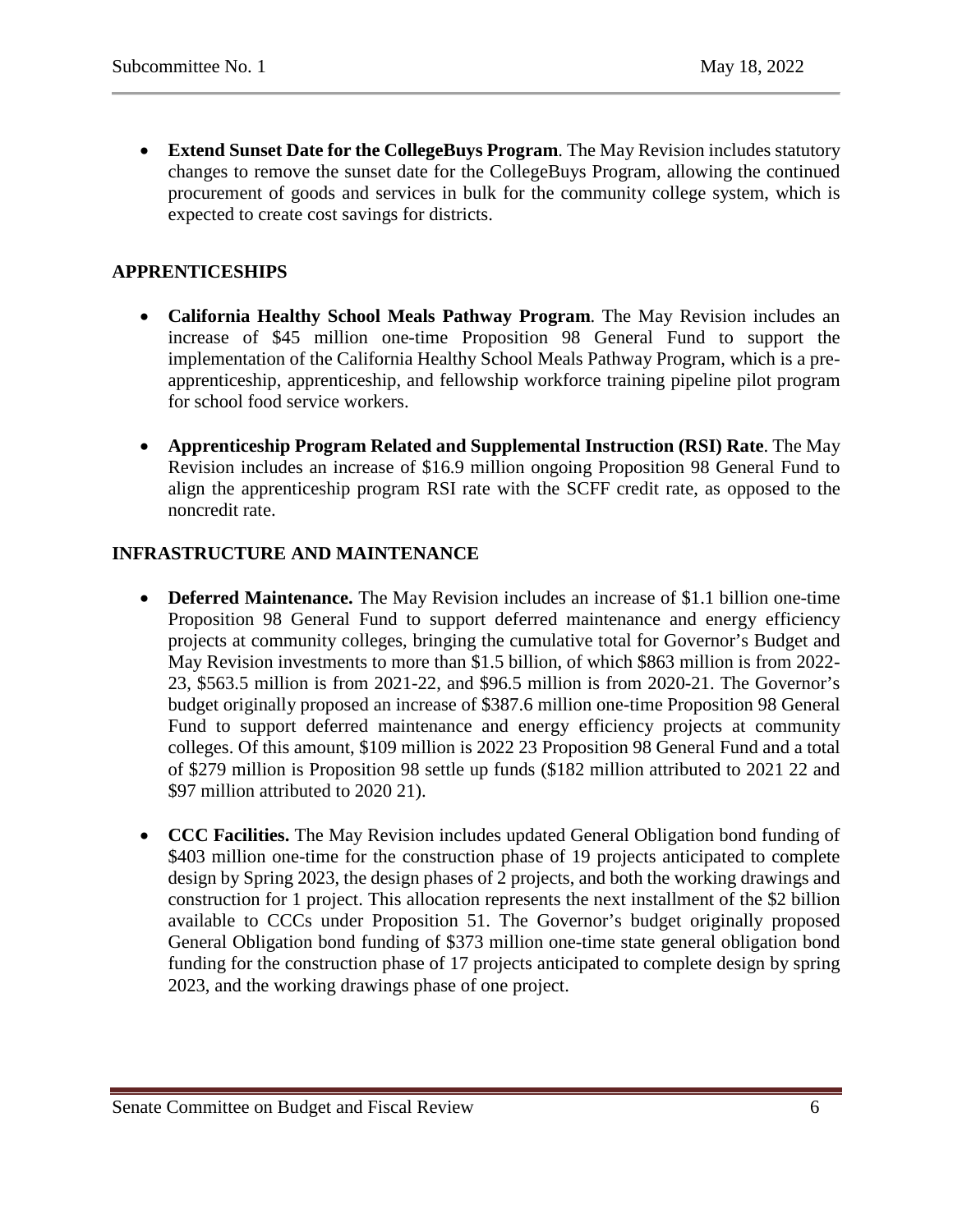- **Extend Sunset Date for the CollegeBuys Program**. The May Revision includes statutory changes to remove the sunset date for the CollegeBuys Program, allowing the continued procurement of goods and services in bulk for the community college system, which is expected to create cost savings for districts.

## APPRENTICESHIPS

- **California Healthy School Meals Pathway Program**. The May Revision includes an increase of $45 million one-time Proposition 98 General Fund to support the implementation of the California Healthy School Meals Pathway Program, which is a pre-apprenticeship, apprenticeship, and fellowship workforce training pipeline pilot program for school food service workers.

- **Apprenticeship Program Related and Supplemental Instruction (RSI) Rate**. The May Revision includes an increase of $16.9 million ongoing Proposition 98 General Fund to align the apprenticeship program RSI rate with the SCFF credit rate, as opposed to the noncredit rate.

## INFRASTRUCTURE AND MAINTENANCE

- **Deferred Maintenance.** The May Revision includes an increase of $1.1 billion one-time Proposition 98 General Fund to support deferred maintenance and energy efficiency projects at community colleges, bringing the cumulative total for Governor's Budget and May Revision investments to more than $1.5 billion, of which $863 million is from 2022-23, $563.5 million is from 2021-22, and $96.5 million is from 2020-21. The Governor's budget originally proposed an increase of $387.6 million one-time Proposition 98 General Fund to support deferred maintenance and energy efficiency projects at community colleges. Of this amount, $109 million is 2022 23 Proposition 98 General Fund and a total of $279 million is Proposition 98 settle up funds ($182 million attributed to 2021 22 and $97 million attributed to 2020 21).

- **CCC Facilities.** The May Revision includes updated General Obligation bond funding of $403 million one-time for the construction phase of 19 projects anticipated to complete design by Spring 2023, the design phases of 2 projects, and both the working drawings and construction for 1 project. This allocation represents the next installment of the $2 billion available to CCCs under Proposition 51. The Governor's budget originally proposed General Obligation bond funding of $373 million one-time state general obligation bond funding for the construction phase of 17 projects anticipated to complete design by spring 2023, and the working drawings phase of one project.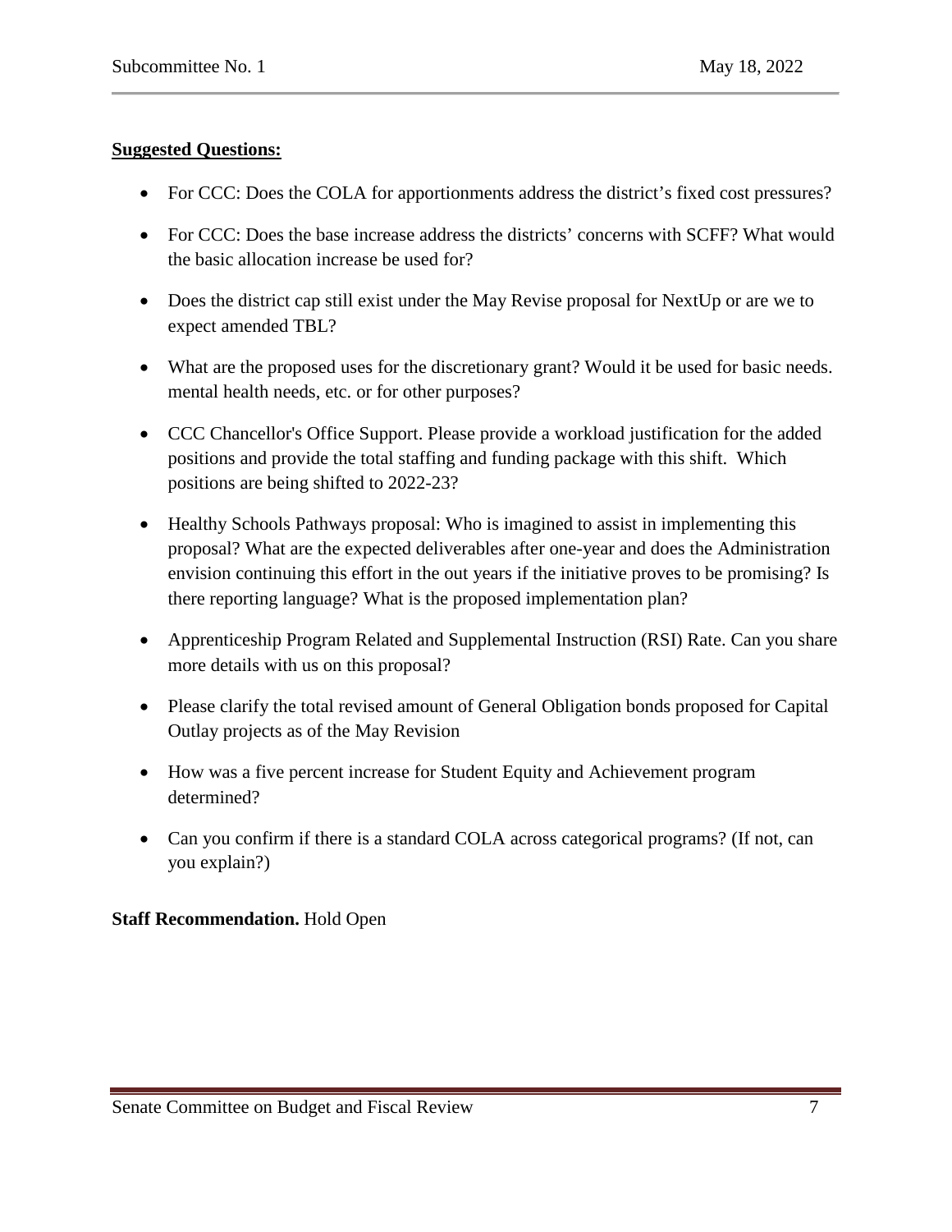**Suggested Questions:**

- For CCC: Does the COLA for apportionments address the district's fixed cost pressures?
- For CCC: Does the base increase address the districts' concerns with SCFF? What would the basic allocation increase be used for?
- Does the district cap still exist under the May Revise proposal for NextUp or are we to expect amended TBL?
- What are the proposed uses for the discretionary grant? Would it be used for basic needs. mental health needs, etc. or for other purposes?
- CCC Chancellor's Office Support. Please provide a workload justification for the added positions and provide the total staffing and funding package with this shift. Which positions are being shifted to 2022-23?
- Healthy Schools Pathways proposal: Who is imagined to assist in implementing this proposal? What are the expected deliverables after one-year and does the Administration envision continuing this effort in the out years if the initiative proves to be promising? Is there reporting language? What is the proposed implementation plan?
- Apprenticeship Program Related and Supplemental Instruction (RSI) Rate. Can you share more details with us on this proposal?
- Please clarify the total revised amount of General Obligation bonds proposed for Capital Outlay projects as of the May Revision
- How was a five percent increase for Student Equity and Achievement program determined?
- Can you confirm if there is a standard COLA across categorical programs? (If not, can you explain?)

**Staff Recommendation.** Hold Open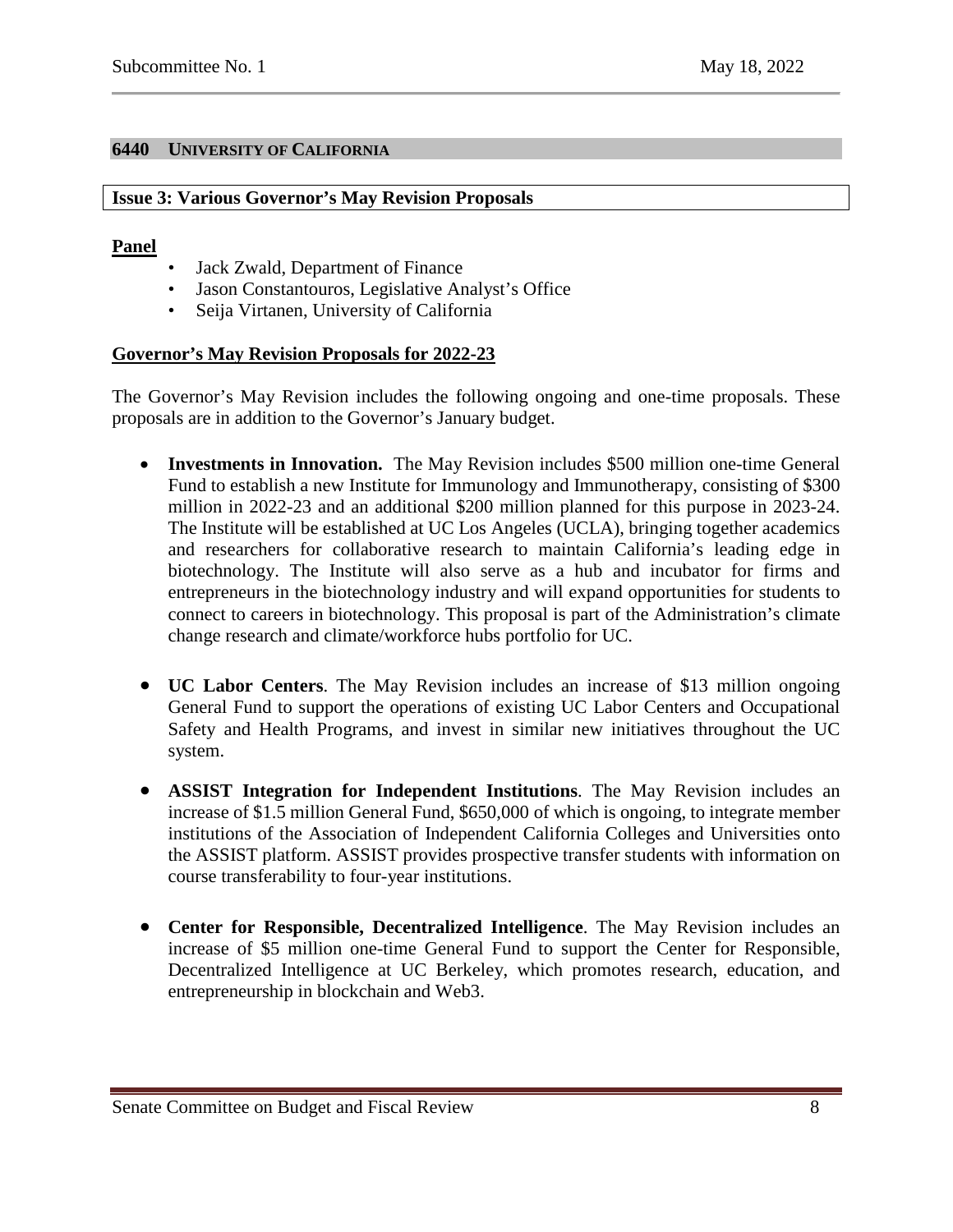## 6440 UNIVERSITY OF CALIFORNIA

### Issue 3: Various Governor's May Revision Proposals

**Panel**

- Jack Zwald, Department of Finance
- Jason Constantouros, Legislative Analyst's Office
- Seija Virtanen, University of California

**Governor's May Revision Proposals for 2022-23**

The Governor's May Revision includes the following ongoing and one-time proposals. These proposals are in addition to the Governor's January budget.

- **Investments in Innovation.** The May Revision includes $500 million one-time General Fund to establish a new Institute for Immunology and Immunotherapy, consisting of $300 million in 2022-23 and an additional $200 million planned for this purpose in 2023-24. The Institute will be established at UC Los Angeles (UCLA), bringing together academics and researchers for collaborative research to maintain California's leading edge in biotechnology. The Institute will also serve as a hub and incubator for firms and entrepreneurs in the biotechnology industry and will expand opportunities for students to connect to careers in biotechnology. This proposal is part of the Administration's climate change research and climate/workforce hubs portfolio for UC.

- **UC Labor Centers**. The May Revision includes an increase of $13 million ongoing General Fund to support the operations of existing UC Labor Centers and Occupational Safety and Health Programs, and invest in similar new initiatives throughout the UC system.

- **ASSIST Integration for Independent Institutions**. The May Revision includes an increase of $1.5 million General Fund, $650,000 of which is ongoing, to integrate member institutions of the Association of Independent California Colleges and Universities onto the ASSIST platform. ASSIST provides prospective transfer students with information on course transferability to four-year institutions.

- **Center for Responsible, Decentralized Intelligence**. The May Revision includes an increase of $5 million one-time General Fund to support the Center for Responsible, Decentralized Intelligence at UC Berkeley, which promotes research, education, and entrepreneurship in blockchain and Web3.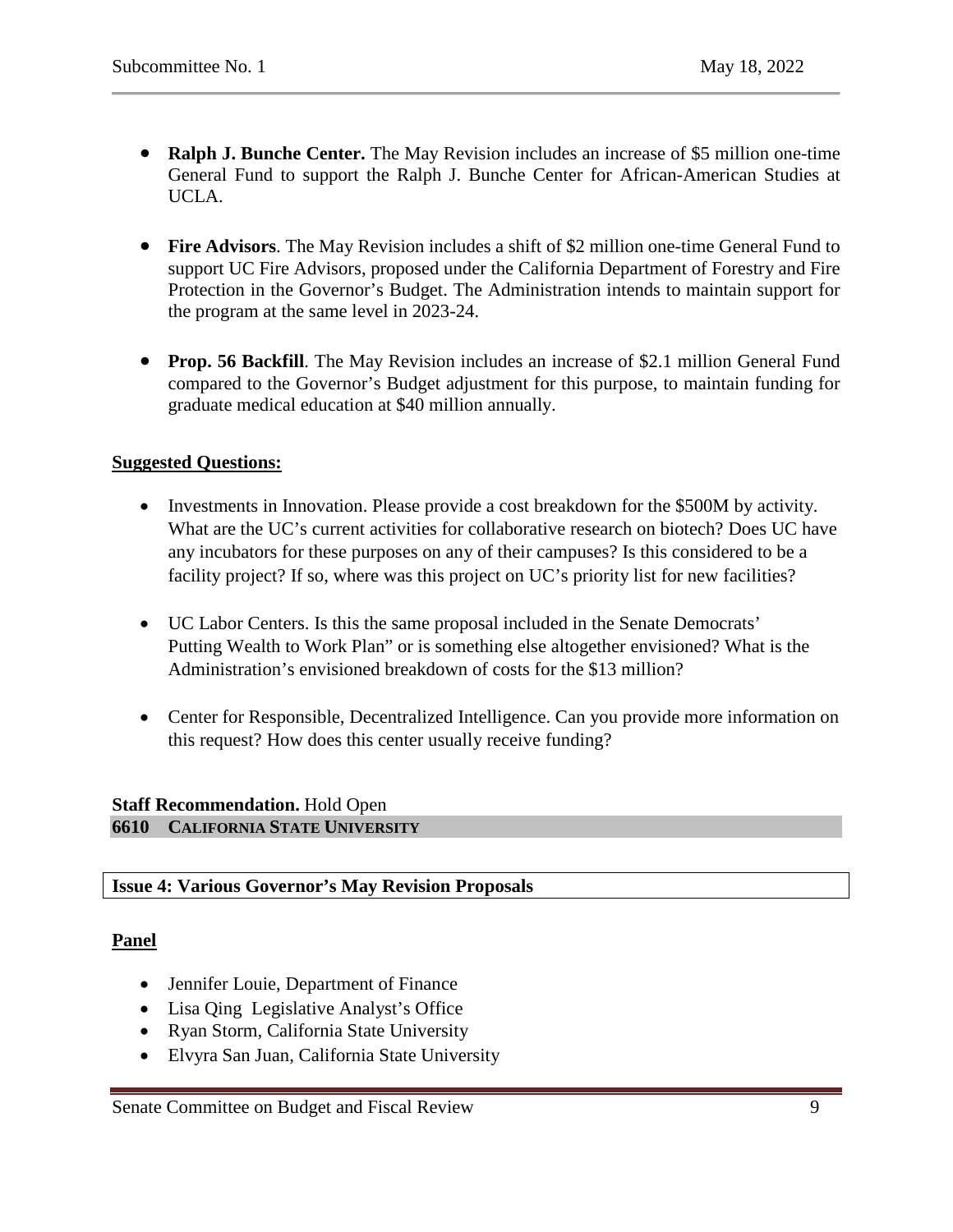- **Ralph J. Bunche Center.** The May Revision includes an increase of $5 million one-time General Fund to support the Ralph J. Bunche Center for African-American Studies at UCLA.

- **Fire Advisors**. The May Revision includes a shift of $2 million one-time General Fund to support UC Fire Advisors, proposed under the California Department of Forestry and Fire Protection in the Governor's Budget. The Administration intends to maintain support for the program at the same level in 2023-24.

- **Prop. 56 Backfill**. The May Revision includes an increase of $2.1 million General Fund compared to the Governor's Budget adjustment for this purpose, to maintain funding for graduate medical education at $40 million annually.

**Suggested Questions:**

- Investments in Innovation. Please provide a cost breakdown for the $500M by activity. What are the UC's current activities for collaborative research on biotech? Does UC have any incubators for these purposes on any of their campuses? Is this considered to be a facility project? If so, where was this project on UC's priority list for new facilities?

- UC Labor Centers. Is this the same proposal included in the Senate Democrats' Putting Wealth to Work Plan" or is something else altogether envisioned? What is the Administration's envisioned breakdown of costs for the $13 million?

- Center for Responsible, Decentralized Intelligence. Can you provide more information on this request? How does this center usually receive funding?

**Staff Recommendation.** Hold Open

## 6610 CALIFORNIA STATE UNIVERSITY

### Issue 4: Various Governor's May Revision Proposals

**Panel**

- Jennifer Louie, Department of Finance
- Lisa Qing Legislative Analyst's Office
- Ryan Storm, California State University
- Elvyra San Juan, California State University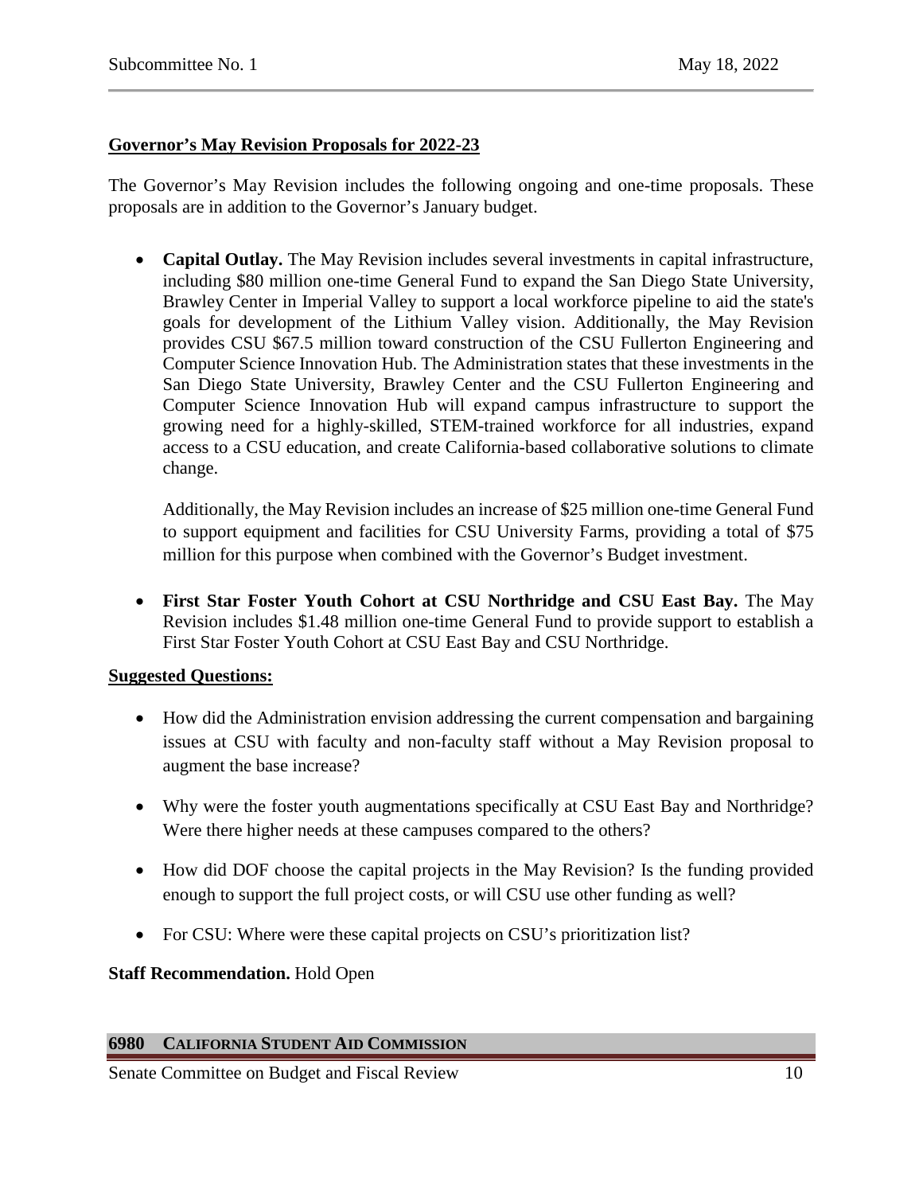**Governor's May Revision Proposals for 2022-23**

The Governor's May Revision includes the following ongoing and one-time proposals. These proposals are in addition to the Governor's January budget.

- **Capital Outlay.** The May Revision includes several investments in capital infrastructure, including $80 million one-time General Fund to expand the San Diego State University, Brawley Center in Imperial Valley to support a local workforce pipeline to aid the state's goals for development of the Lithium Valley vision. Additionally, the May Revision provides CSU $67.5 million toward construction of the CSU Fullerton Engineering and Computer Science Innovation Hub. The Administration states that these investments in the San Diego State University, Brawley Center and the CSU Fullerton Engineering and Computer Science Innovation Hub will expand campus infrastructure to support the growing need for a highly-skilled, STEM-trained workforce for all industries, expand access to a CSU education, and create California-based collaborative solutions to climate change.

  Additionally, the May Revision includes an increase of $25 million one-time General Fund to support equipment and facilities for CSU University Farms, providing a total of $75 million for this purpose when combined with the Governor's Budget investment.

- **First Star Foster Youth Cohort at CSU Northridge and CSU East Bay.** The May Revision includes $1.48 million one-time General Fund to provide support to establish a First Star Foster Youth Cohort at CSU East Bay and CSU Northridge.

**Suggested Questions:**

- How did the Administration envision addressing the current compensation and bargaining issues at CSU with faculty and non-faculty staff without a May Revision proposal to augment the base increase?
- Why were the foster youth augmentations specifically at CSU East Bay and Northridge? Were there higher needs at these campuses compared to the others?
- How did DOF choose the capital projects in the May Revision? Is the funding provided enough to support the full project costs, or will CSU use other funding as well?
- For CSU: Where were these capital projects on CSU's prioritization list?

**Staff Recommendation.** Hold Open

## 6980 CALIFORNIA STUDENT AID COMMISSION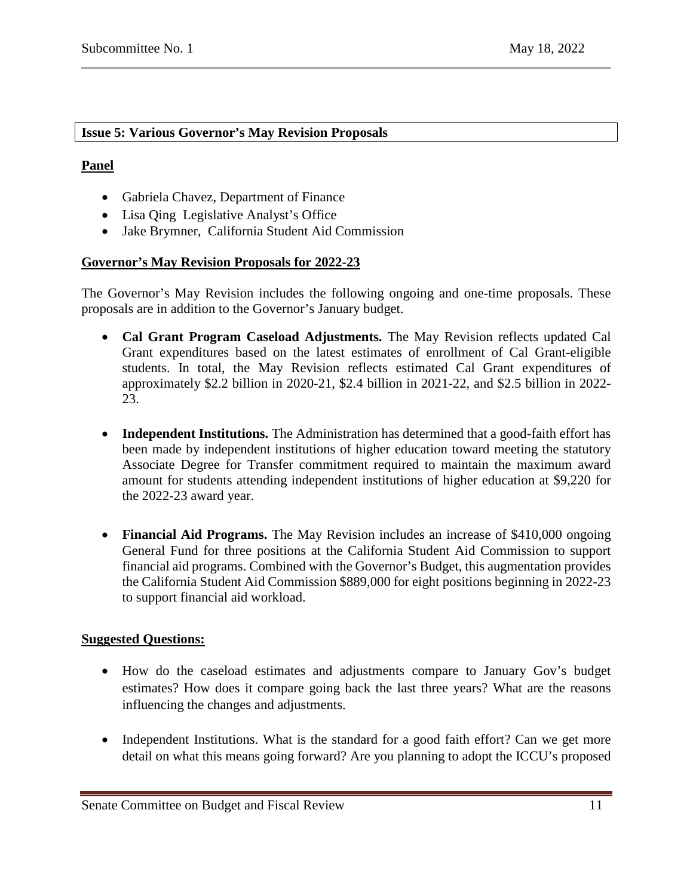**Issue 5: Various Governor's May Revision Proposals**

**Panel**

- Gabriela Chavez, Department of Finance
- Lisa Qing  Legislative Analyst's Office
- Jake Brymner,  California Student Aid Commission

**Governor's May Revision Proposals for 2022-23**

The Governor's May Revision includes the following ongoing and one-time proposals. These proposals are in addition to the Governor's January budget.

- **Cal Grant Program Caseload Adjustments.** The May Revision reflects updated Cal Grant expenditures based on the latest estimates of enrollment of Cal Grant-eligible students. In total, the May Revision reflects estimated Cal Grant expenditures of approximately $2.2 billion in 2020-21, $2.4 billion in 2021-22, and $2.5 billion in 2022-23.

- **Independent Institutions.** The Administration has determined that a good-faith effort has been made by independent institutions of higher education toward meeting the statutory Associate Degree for Transfer commitment required to maintain the maximum award amount for students attending independent institutions of higher education at $9,220 for the 2022-23 award year.

- **Financial Aid Programs.** The May Revision includes an increase of $410,000 ongoing General Fund for three positions at the California Student Aid Commission to support financial aid programs. Combined with the Governor's Budget, this augmentation provides the California Student Aid Commission $889,000 for eight positions beginning in 2022-23 to support financial aid workload.

**Suggested Questions:**

- How do the caseload estimates and adjustments compare to January Gov's budget estimates? How does it compare going back the last three years? What are the reasons influencing the changes and adjustments.

- Independent Institutions. What is the standard for a good faith effort? Can we get more detail on what this means going forward? Are you planning to adopt the ICCU's proposed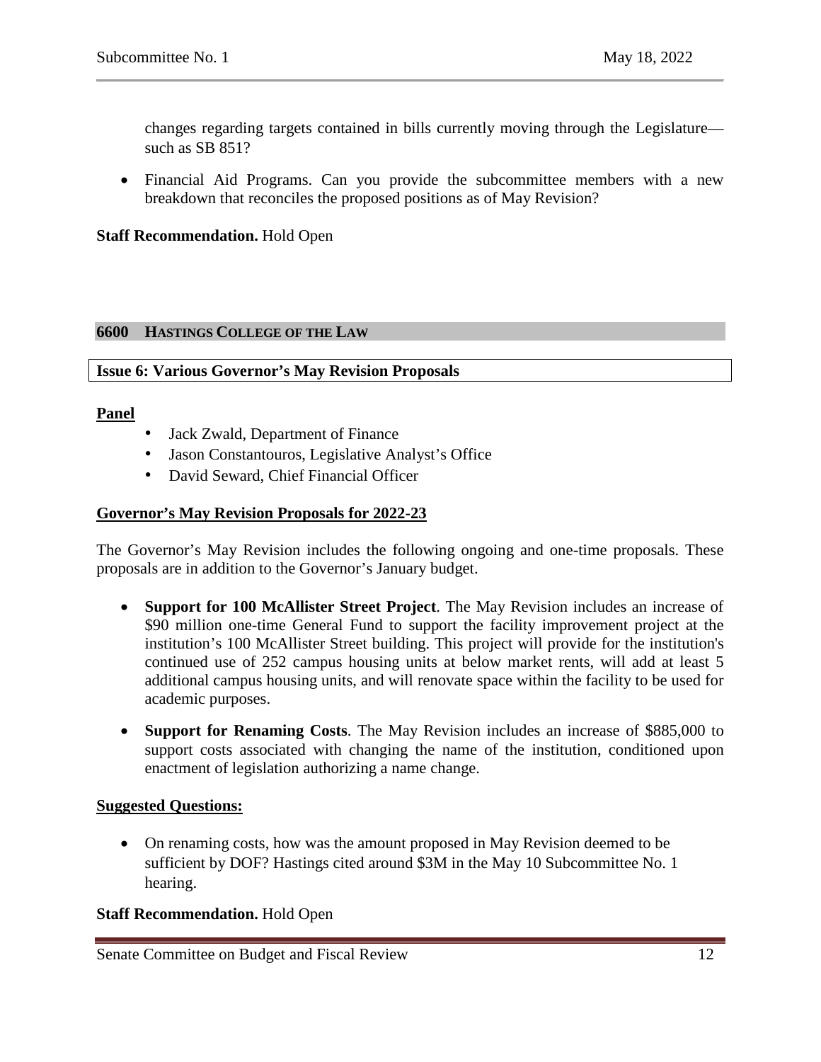changes regarding targets contained in bills currently moving through the Legislature—such as SB 851?

- Financial Aid Programs. Can you provide the subcommittee members with a new breakdown that reconciles the proposed positions as of May Revision?

**Staff Recommendation.** Hold Open

## 6600 HASTINGS COLLEGE OF THE LAW

### Issue 6: Various Governor's May Revision Proposals

**Panel**

- Jack Zwald, Department of Finance
- Jason Constantouros, Legislative Analyst's Office
- David Seward, Chief Financial Officer

**Governor's May Revision Proposals for 2022-23**

The Governor's May Revision includes the following ongoing and one-time proposals. These proposals are in addition to the Governor's January budget.

- **Support for 100 McAllister Street Project**. The May Revision includes an increase of $90 million one-time General Fund to support the facility improvement project at the institution's 100 McAllister Street building. This project will provide for the institution's continued use of 252 campus housing units at below market rents, will add at least 5 additional campus housing units, and will renovate space within the facility to be used for academic purposes.
- **Support for Renaming Costs**. The May Revision includes an increase of $885,000 to support costs associated with changing the name of the institution, conditioned upon enactment of legislation authorizing a name change.

**Suggested Questions:**

- On renaming costs, how was the amount proposed in May Revision deemed to be sufficient by DOF? Hastings cited around $3M in the May 10 Subcommittee No. 1 hearing.

**Staff Recommendation.** Hold Open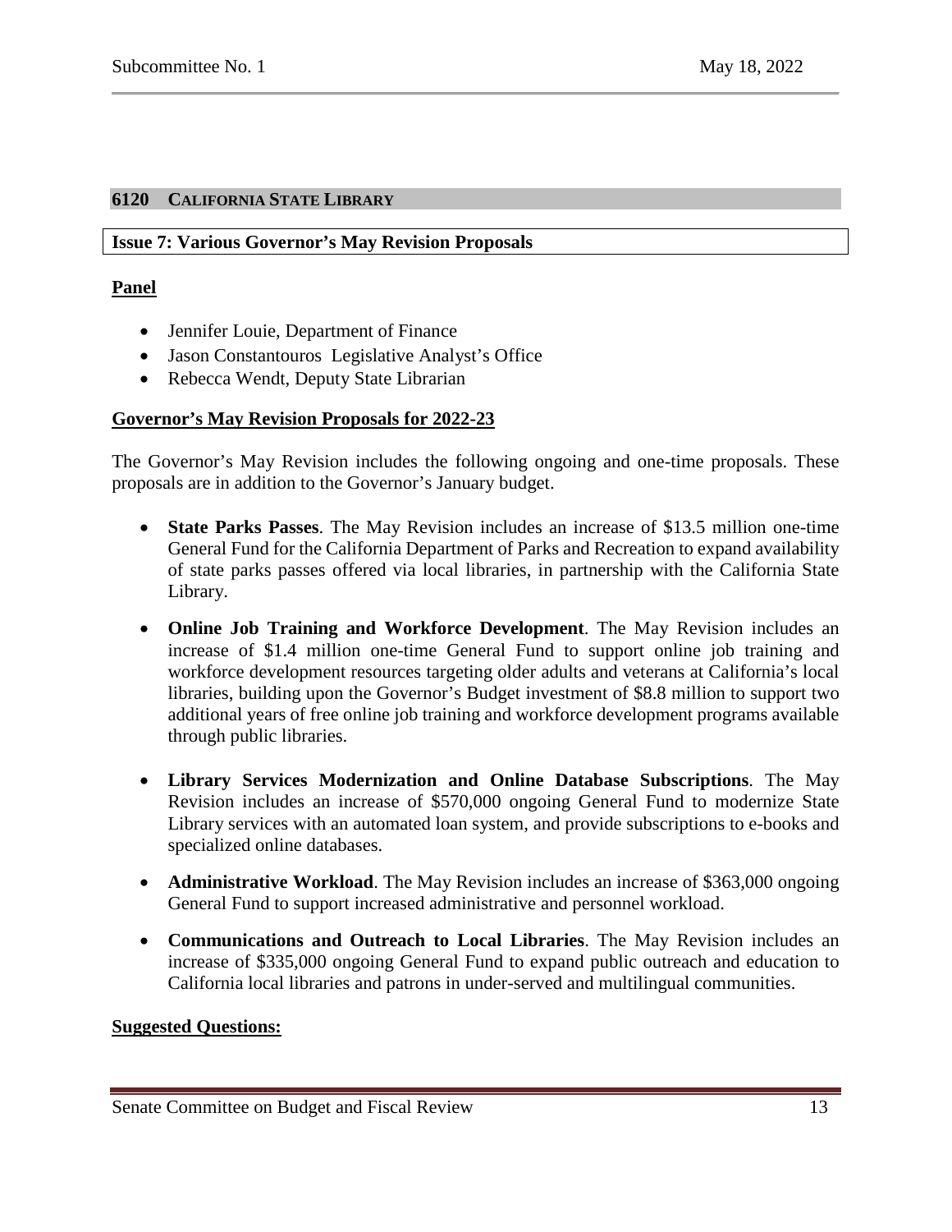## 6120 California State Library

### Issue 7: Various Governor's May Revision Proposals

**Panel**

- Jennifer Louie, Department of Finance
- Jason Constantouros  Legislative Analyst's Office
- Rebecca Wendt, Deputy State Librarian

**Governor's May Revision Proposals for 2022-23**

The Governor's May Revision includes the following ongoing and one-time proposals. These proposals are in addition to the Governor's January budget.

- **State Parks Passes**. The May Revision includes an increase of $13.5 million one-time General Fund for the California Department of Parks and Recreation to expand availability of state parks passes offered via local libraries, in partnership with the California State Library.
- **Online Job Training and Workforce Development**. The May Revision includes an increase of $1.4 million one-time General Fund to support online job training and workforce development resources targeting older adults and veterans at California's local libraries, building upon the Governor's Budget investment of $8.8 million to support two additional years of free online job training and workforce development programs available through public libraries.
- **Library Services Modernization and Online Database Subscriptions**. The May Revision includes an increase of $570,000 ongoing General Fund to modernize State Library services with an automated loan system, and provide subscriptions to e-books and specialized online databases.
- **Administrative Workload**. The May Revision includes an increase of $363,000 ongoing General Fund to support increased administrative and personnel workload.
- **Communications and Outreach to Local Libraries**. The May Revision includes an increase of $335,000 ongoing General Fund to expand public outreach and education to California local libraries and patrons in under-served and multilingual communities.

**Suggested Questions:**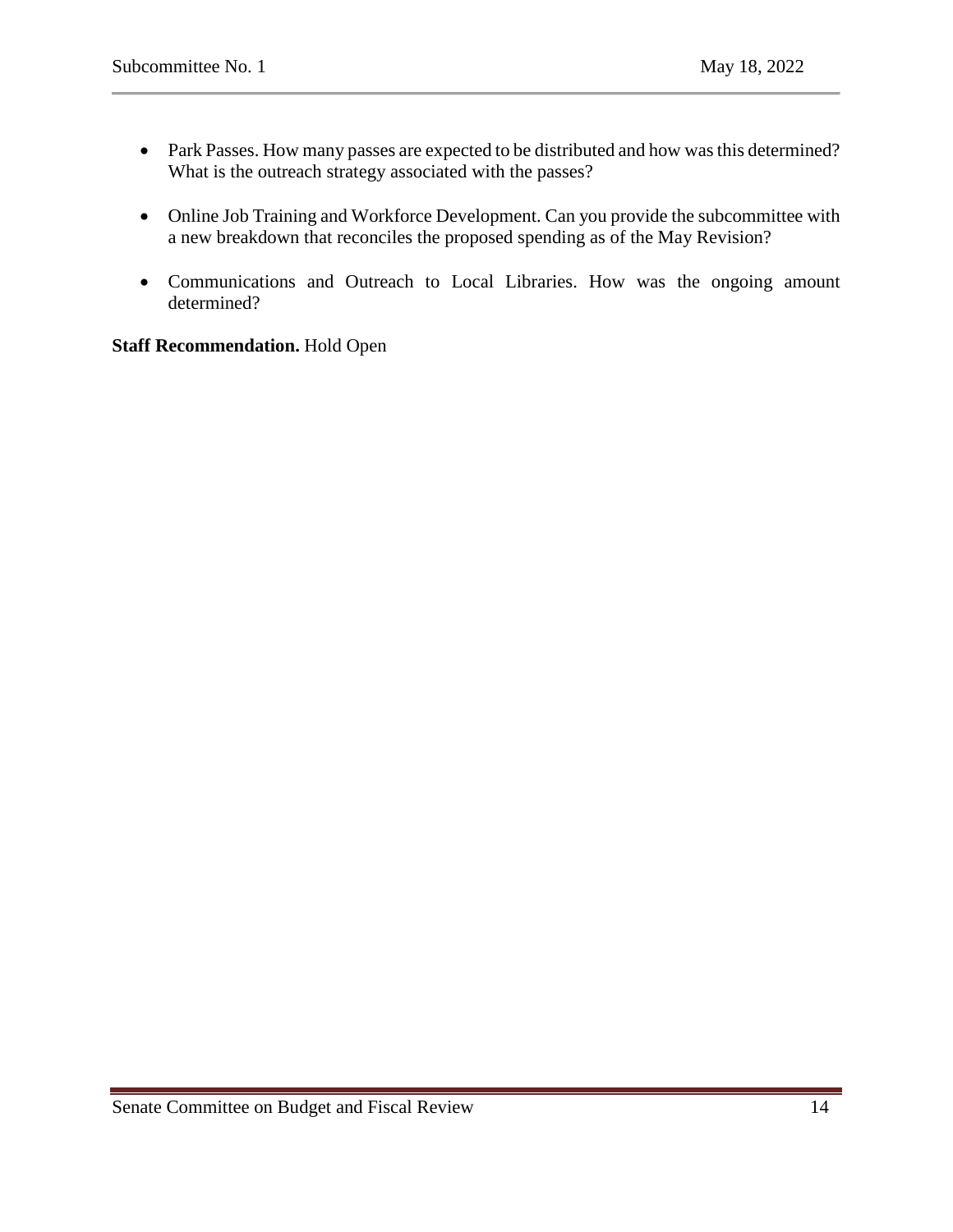- Park Passes. How many passes are expected to be distributed and how was this determined? What is the outreach strategy associated with the passes?

- Online Job Training and Workforce Development. Can you provide the subcommittee with a new breakdown that reconciles the proposed spending as of the May Revision?

- Communications and Outreach to Local Libraries. How was the ongoing amount determined?

**Staff Recommendation.** Hold Open